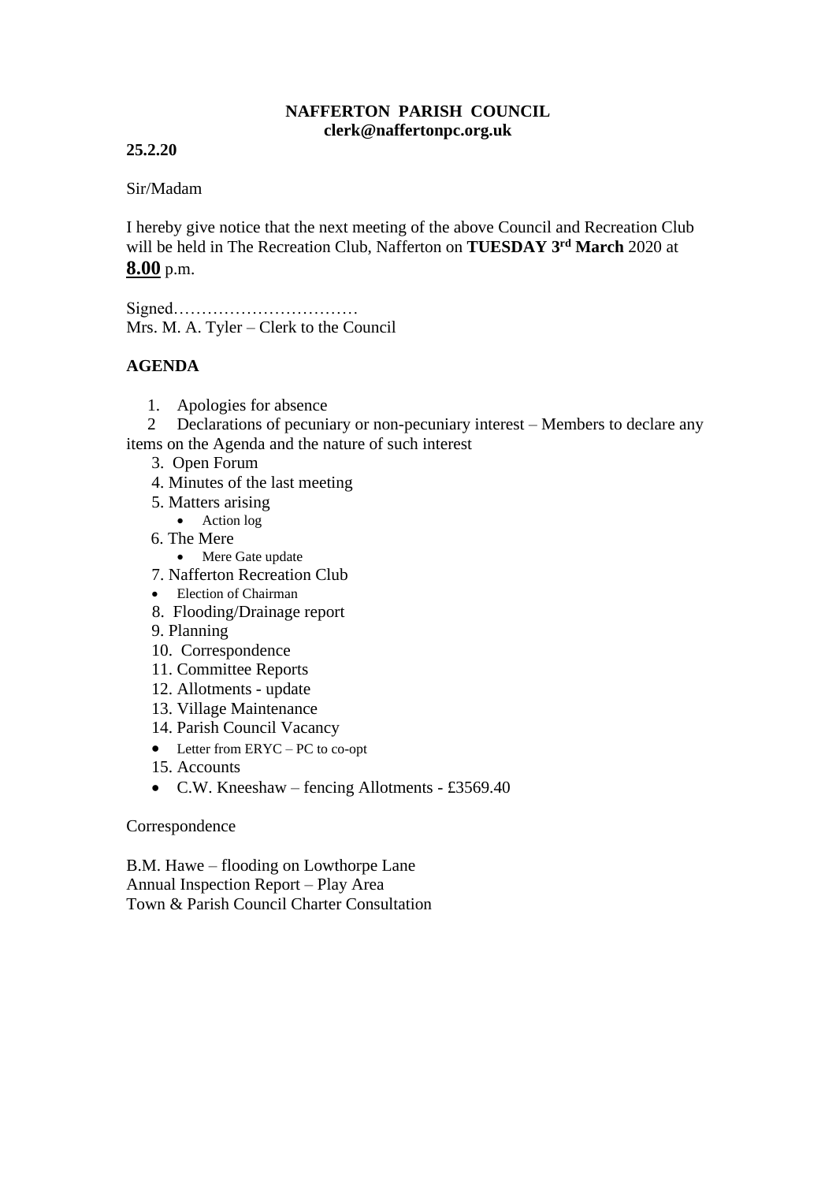**NAFFERTON PARISH COUNCIL**
**clerk@naffertonpc.org.uk**

**25.2.20**

Sir/Madam

I hereby give notice that the next meeting of the above Council and Recreation Club will be held in The Recreation Club, Nafferton on **TUESDAY 3rd March** 2020 at **8.00** p.m.

Signed……………………………
Mrs. M. A. Tyler – Clerk to the Council

**AGENDA**

1. Apologies for absence
2. Declarations of pecuniary or non-pecuniary interest – Members to declare any items on the Agenda and the nature of such interest
3. Open Forum
4. Minutes of the last meeting
5. Matters arising
   - Action log
6. The Mere
   - Mere Gate update
7. Nafferton Recreation Club
   - Election of Chairman
8. Flooding/Drainage report
9. Planning
10. Correspondence
11. Committee Reports
12. Allotments - update
13. Village Maintenance
14. Parish Council Vacancy
   - Letter from ERYC – PC to co-opt
15. Accounts
   - C.W. Kneeshaw – fencing Allotments - £3569.40

Correspondence

B.M. Hawe – flooding on Lowthorpe Lane
Annual Inspection Report – Play Area
Town & Parish Council Charter Consultation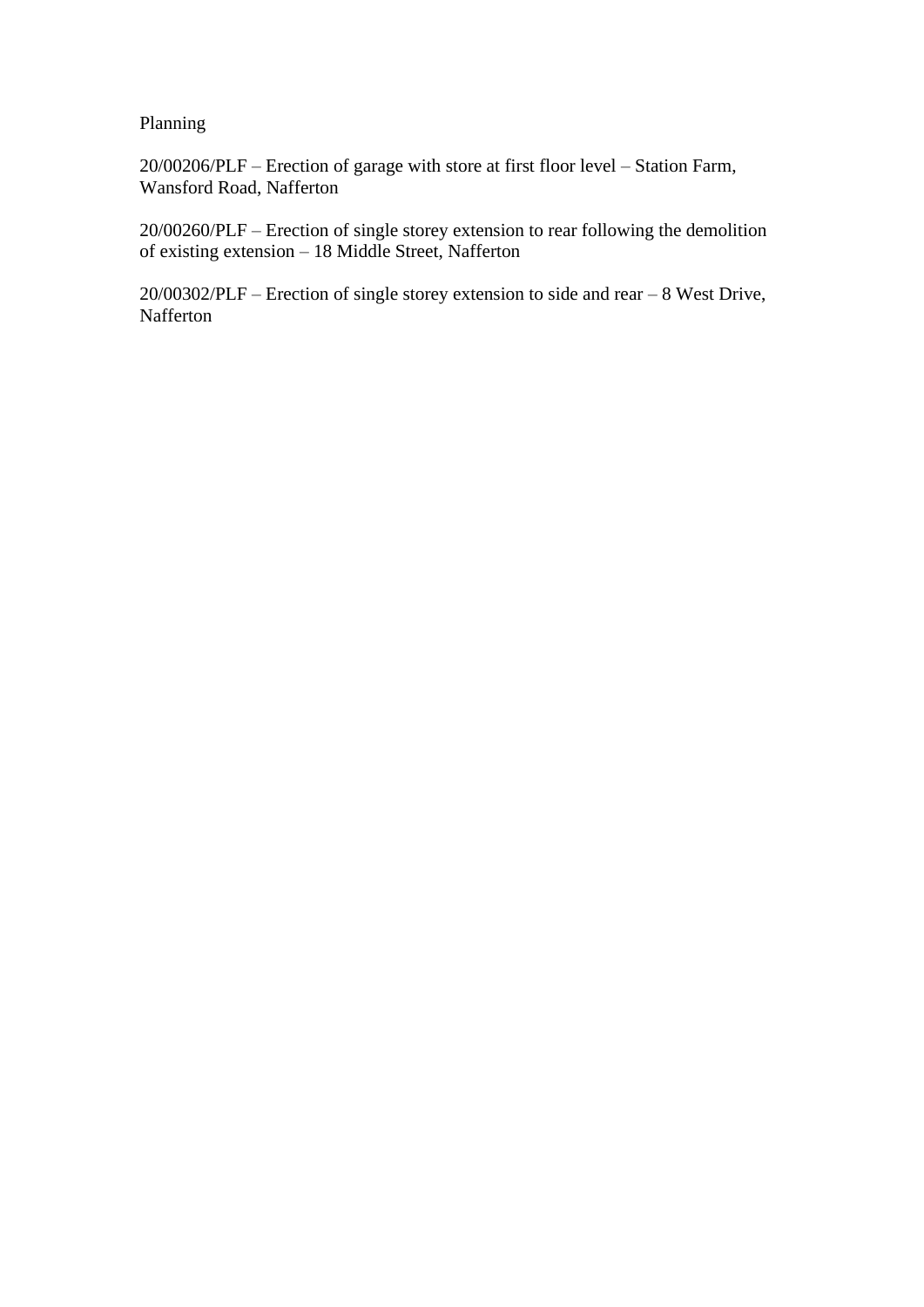Planning

20/00206/PLF – Erection of garage with store at first floor level – Station Farm, Wansford Road, Nafferton

20/00260/PLF – Erection of single storey extension to rear following the demolition of existing extension – 18 Middle Street, Nafferton

20/00302/PLF – Erection of single storey extension to side and rear – 8 West Drive, Nafferton